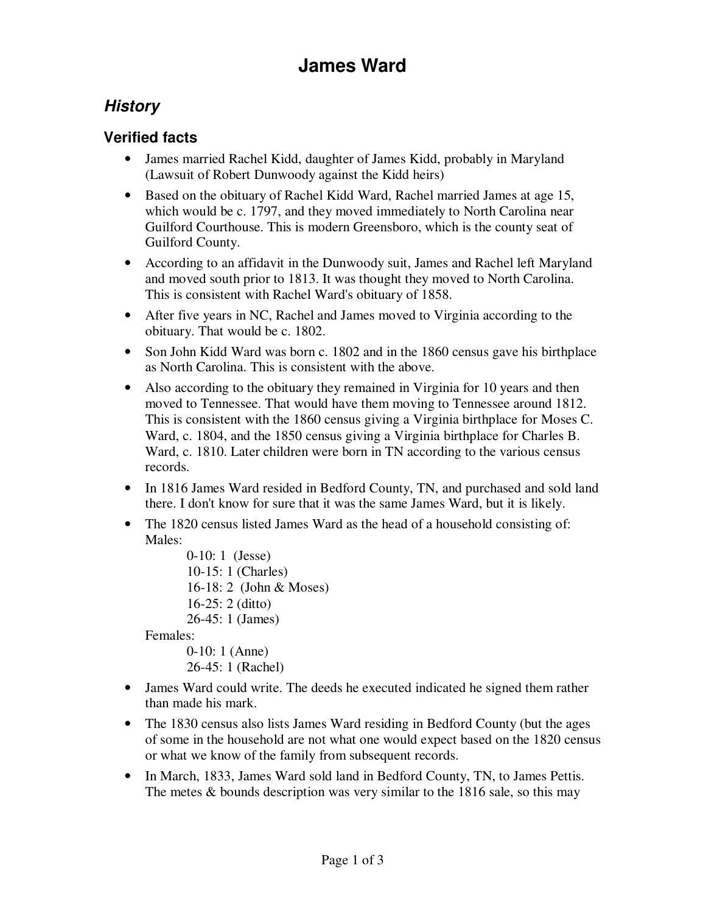# James Ward

## *History*

### Verified facts

- James married Rachel Kidd, daughter of James Kidd, probably in Maryland (Lawsuit of Robert Dunwoody against the Kidd heirs)
- Based on the obituary of Rachel Kidd Ward, Rachel married James at age 15, which would be c. 1797, and they moved immediately to North Carolina near Guilford Courthouse. This is modern Greensboro, which is the county seat of Guilford County.
- According to an affidavit in the Dunwoody suit, James and Rachel left Maryland and moved south prior to 1813. It was thought they moved to North Carolina. This is consistent with Rachel Ward's obituary of 1858.
- After five years in NC, Rachel and James moved to Virginia according to the obituary. That would be c. 1802.
- Son John Kidd Ward was born c. 1802 and in the 1860 census gave his birthplace as North Carolina. This is consistent with the above.
- Also according to the obituary they remained in Virginia for 10 years and then moved to Tennessee. That would have them moving to Tennessee around 1812. This is consistent with the 1860 census giving a Virginia birthplace for Moses C. Ward, c. 1804, and the 1850 census giving a Virginia birthplace for Charles B. Ward, c. 1810. Later children were born in TN according to the various census records.
- In 1816 James Ward resided in Bedford County, TN, and purchased and sold land there. I don't know for sure that it was the same James Ward, but it is likely.
- The 1820 census listed James Ward as the head of a household consisting of:
  Males:
    - 0-10: 1 (Jesse)
    - 10-15: 1 (Charles)
    - 16-18: 2 (John & Moses)
    - 16-25: 2 (ditto)
    - 26-45: 1 (James)

  Females:
    - 0-10: 1 (Anne)
    - 26-45: 1 (Rachel)
- James Ward could write. The deeds he executed indicated he signed them rather than made his mark.
- The 1830 census also lists James Ward residing in Bedford County (but the ages of some in the household are not what one would expect based on the 1820 census or what we know of the family from subsequent records.
- In March, 1833, James Ward sold land in Bedford County, TN, to James Pettis. The metes & bounds description was very similar to the 1816 sale, so this may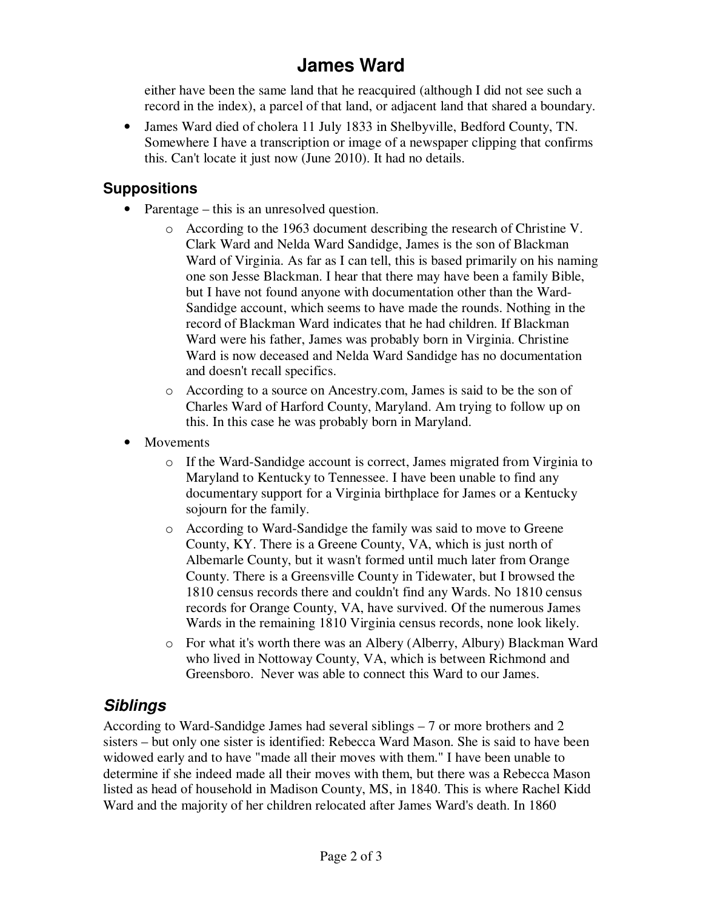either have been the same land that he reacquired (although I did not see such a record in the index), a parcel of that land, or adjacent land that shared a boundary.

- James Ward died of cholera 11 July 1833 in Shelbyville, Bedford County, TN. Somewhere I have a transcription or image of a newspaper clipping that confirms this. Can't locate it just now (June 2010). It had no details.

### Suppositions

- Parentage – this is an unresolved question.
  - According to the 1963 document describing the research of Christine V. Clark Ward and Nelda Ward Sandidge, James is the son of Blackman Ward of Virginia. As far as I can tell, this is based primarily on his naming one son Jesse Blackman. I hear that there may have been a family Bible, but I have not found anyone with documentation other than the Ward-Sandidge account, which seems to have made the rounds. Nothing in the record of Blackman Ward indicates that he had children. If Blackman Ward were his father, James was probably born in Virginia. Christine Ward is now deceased and Nelda Ward Sandidge has no documentation and doesn't recall specifics.
  - According to a source on Ancestry.com, James is said to be the son of Charles Ward of Harford County, Maryland. Am trying to follow up on this. In this case he was probably born in Maryland.
- Movements
  - If the Ward-Sandidge account is correct, James migrated from Virginia to Maryland to Kentucky to Tennessee. I have been unable to find any documentary support for a Virginia birthplace for James or a Kentucky sojourn for the family.
  - According to Ward-Sandidge the family was said to move to Greene County, KY. There is a Greene County, VA, which is just north of Albemarle County, but it wasn't formed until much later from Orange County. There is a Greensville County in Tidewater, but I browsed the 1810 census records there and couldn't find any Wards. No 1810 census records for Orange County, VA, have survived. Of the numerous James Wards in the remaining 1810 Virginia census records, none look likely.
  - For what it's worth there was an Albery (Alberry, Albury) Blackman Ward who lived in Nottoway County, VA, which is between Richmond and Greensboro. Never was able to connect this Ward to our James.

## *Siblings*

According to Ward-Sandidge James had several siblings – 7 or more brothers and 2 sisters – but only one sister is identified: Rebecca Ward Mason. She is said to have been widowed early and to have "made all their moves with them." I have been unable to determine if she indeed made all their moves with them, but there was a Rebecca Mason listed as head of household in Madison County, MS, in 1840. This is where Rachel Kidd Ward and the majority of her children relocated after James Ward's death. In 1860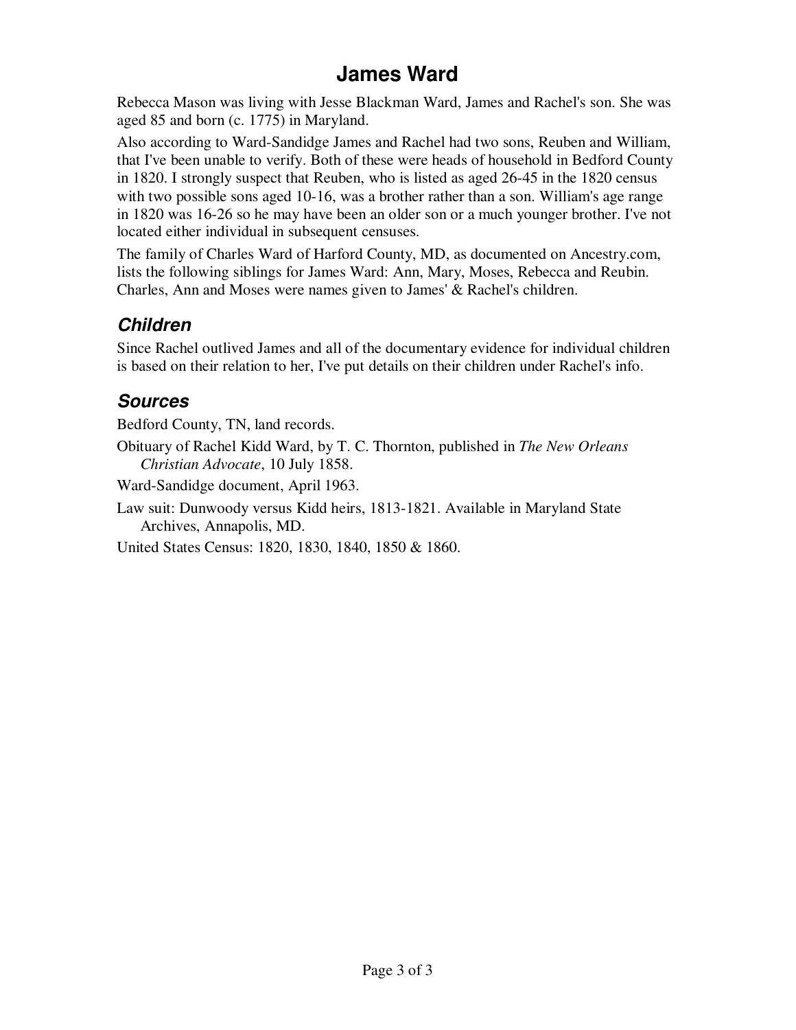# James Ward

Rebecca Mason was living with Jesse Blackman Ward, James and Rachel's son. She was aged 85 and born (c. 1775) in Maryland.

Also according to Ward-Sandidge James and Rachel had two sons, Reuben and William, that I've been unable to verify. Both of these were heads of household in Bedford County in 1820. I strongly suspect that Reuben, who is listed as aged 26-45 in the 1820 census with two possible sons aged 10-16, was a brother rather than a son. William's age range in 1820 was 16-26 so he may have been an older son or a much younger brother. I've not located either individual in subsequent censuses.

The family of Charles Ward of Harford County, MD, as documented on Ancestry.com, lists the following siblings for James Ward: Ann, Mary, Moses, Rebecca and Reubin. Charles, Ann and Moses were names given to James' & Rachel's children.

## *Children*

Since Rachel outlived James and all of the documentary evidence for individual children is based on their relation to her, I've put details on their children under Rachel's info.

## *Sources*

Bedford County, TN, land records.

Obituary of Rachel Kidd Ward, by T. C. Thornton, published in *The New Orleans Christian Advocate*, 10 July 1858.

Ward-Sandidge document, April 1963.

Law suit: Dunwoody versus Kidd heirs, 1813-1821. Available in Maryland State Archives, Annapolis, MD.

United States Census: 1820, 1830, 1840, 1850 & 1860.